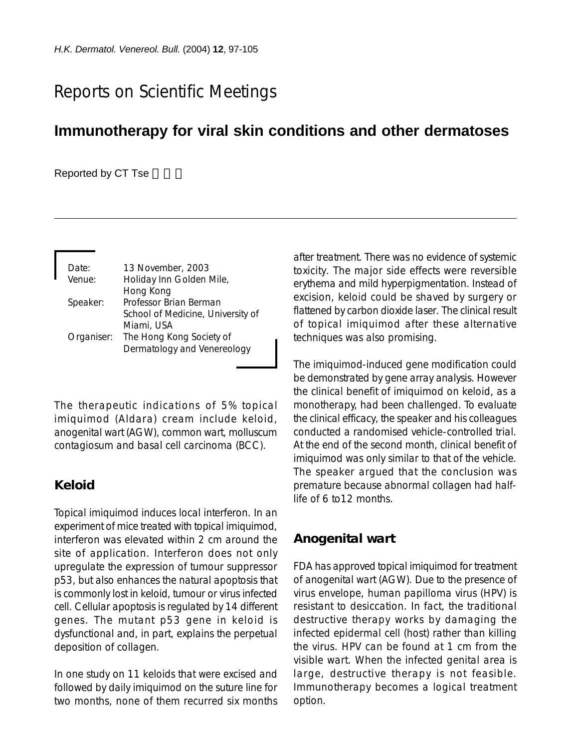# Reports on Scientific Meetings

## Immunotherapy for viral skin conditions and other dermatoses

Reported by CT Tse

| | |
|---|---|
| Date: | 13 November, 2003 |
| Venue: | Holiday Inn Golden Mile, Hong Kong |
| Speaker: | Professor Brian Berman School of Medicine, University of Miami, USA |
| Organiser: | The Hong Kong Society of Dermatology and Venereology |

The therapeutic indications of 5% topical imiquimod (Aldara) cream include keloid, anogenital wart (AGW), common wart, molluscum contagiosum and basal cell carcinoma (BCC).

### Keloid

Topical imiquimod induces local interferon. In an experiment of mice treated with topical imiquimod, interferon was elevated within 2 cm around the site of application. Interferon does not only upregulate the expression of tumour suppressor p53, but also enhances the natural apoptosis that is commonly lost in keloid, tumour or virus infected cell. Cellular apoptosis is regulated by 14 different genes. The mutant p53 gene in keloid is dysfunctional and, in part, explains the perpetual deposition of collagen.

In one study on 11 keloids that were excised and followed by daily imiquimod on the suture line for two months, none of them recurred six months after treatment. There was no evidence of systemic toxicity. The major side effects were reversible erythema and mild hyperpigmentation. Instead of excision, keloid could be shaved by surgery or flattened by carbon dioxide laser. The clinical result of topical imiquimod after these alternative techniques was also promising.

The imiquimod-induced gene modification could be demonstrated by gene array analysis. However the clinical benefit of imiquimod on keloid, as a monotherapy, had been challenged. To evaluate the clinical efficacy, the speaker and his colleagues conducted a randomised vehicle-controlled trial. At the end of the second month, clinical benefit of imiquimod was only similar to that of the vehicle. The speaker argued that the conclusion was premature because abnormal collagen had half-life of 6 to12 months.

### Anogenital wart

FDA has approved topical imiquimod for treatment of anogenital wart (AGW). Due to the presence of virus envelope, human papilloma virus (HPV) is resistant to desiccation. In fact, the traditional destructive therapy works by damaging the infected epidermal cell (host) rather than killing the virus. HPV can be found at 1 cm from the visible wart. When the infected genital area is large, destructive therapy is not feasible. Immunotherapy becomes a logical treatment option.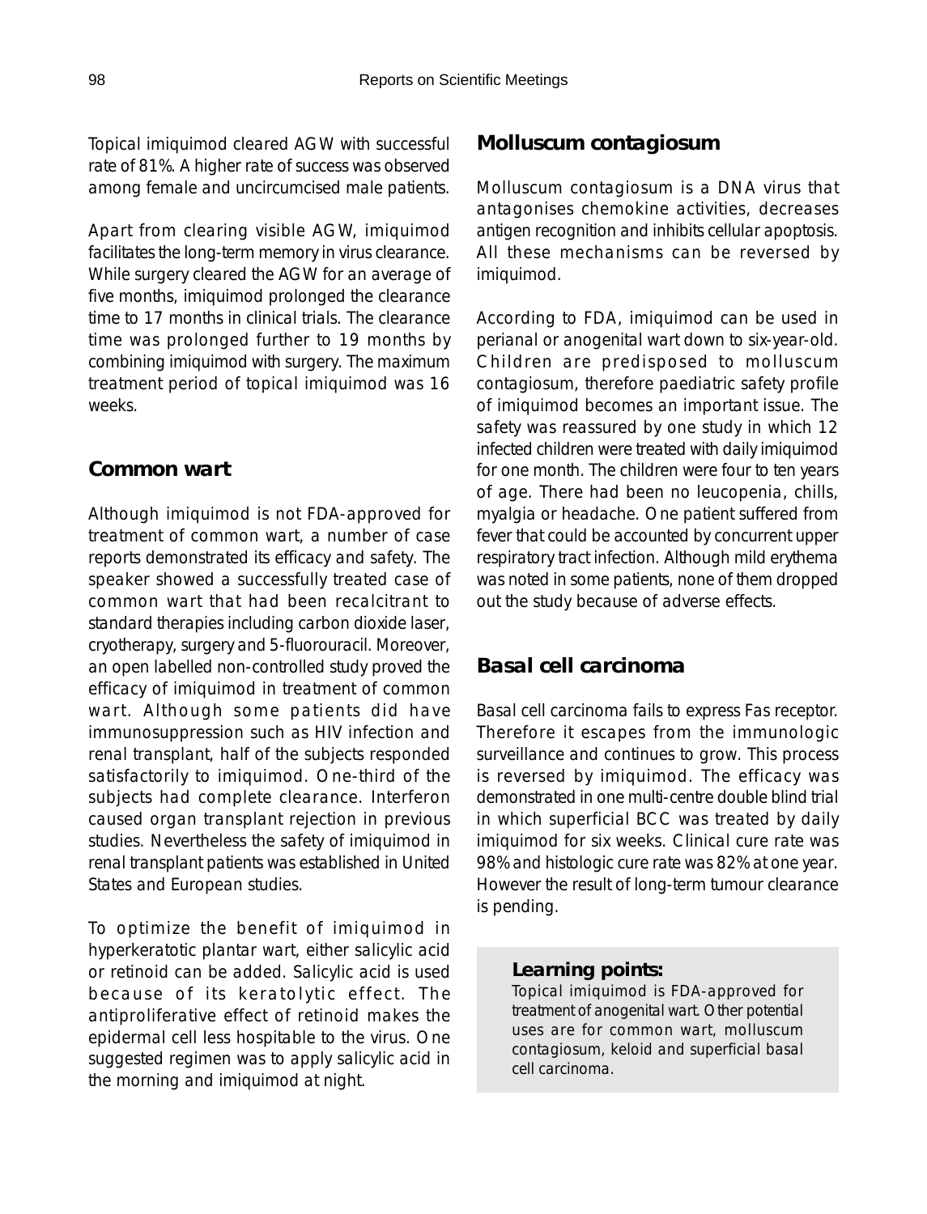Topical imiquimod cleared AGW with successful rate of 81%. A higher rate of success was observed among female and uncircumcised male patients.

Apart from clearing visible AGW, imiquimod facilitates the long-term memory in virus clearance. While surgery cleared the AGW for an average of five months, imiquimod prolonged the clearance time to 17 months in clinical trials. The clearance time was prolonged further to 19 months by combining imiquimod with surgery. The maximum treatment period of topical imiquimod was 16 weeks.

## Common wart

Although imiquimod is not FDA-approved for treatment of common wart, a number of case reports demonstrated its efficacy and safety. The speaker showed a successfully treated case of common wart that had been recalcitrant to standard therapies including carbon dioxide laser, cryotherapy, surgery and 5-fluorouracil. Moreover, an open labelled non-controlled study proved the efficacy of imiquimod in treatment of common wart. Although some patients did have immunosuppression such as HIV infection and renal transplant, half of the subjects responded satisfactorily to imiquimod. One-third of the subjects had complete clearance. Interferon caused organ transplant rejection in previous studies. Nevertheless the safety of imiquimod in renal transplant patients was established in United States and European studies.

To optimize the benefit of imiquimod in hyperkeratotic plantar wart, either salicylic acid or retinoid can be added. Salicylic acid is used because of its keratolytic effect. The antiproliferative effect of retinoid makes the epidermal cell less hospitable to the virus. One suggested regimen was to apply salicylic acid in the morning and imiquimod at night.

## Molluscum contagiosum

Molluscum contagiosum is a DNA virus that antagonises chemokine activities, decreases antigen recognition and inhibits cellular apoptosis. All these mechanisms can be reversed by imiquimod.

According to FDA, imiquimod can be used in perianal or anogenital wart down to six-year-old. Children are predisposed to molluscum contagiosum, therefore paediatric safety profile of imiquimod becomes an important issue. The safety was reassured by one study in which 12 infected children were treated with daily imiquimod for one month. The children were four to ten years of age. There had been no leucopenia, chills, myalgia or headache. One patient suffered from fever that could be accounted by concurrent upper respiratory tract infection. Although mild erythema was noted in some patients, none of them dropped out the study because of adverse effects.

## Basal cell carcinoma

Basal cell carcinoma fails to express Fas receptor. Therefore it escapes from the immunologic surveillance and continues to grow. This process is reversed by imiquimod. The efficacy was demonstrated in one multi-centre double blind trial in which superficial BCC was treated by daily imiquimod for six weeks. Clinical cure rate was 98% and histologic cure rate was 82% at one year. However the result of long-term tumour clearance is pending.

**Learning points:**

Topical imiquimod is FDA-approved for treatment of anogenital wart. Other potential uses are for common wart, molluscum contagiosum, keloid and superficial basal cell carcinoma.